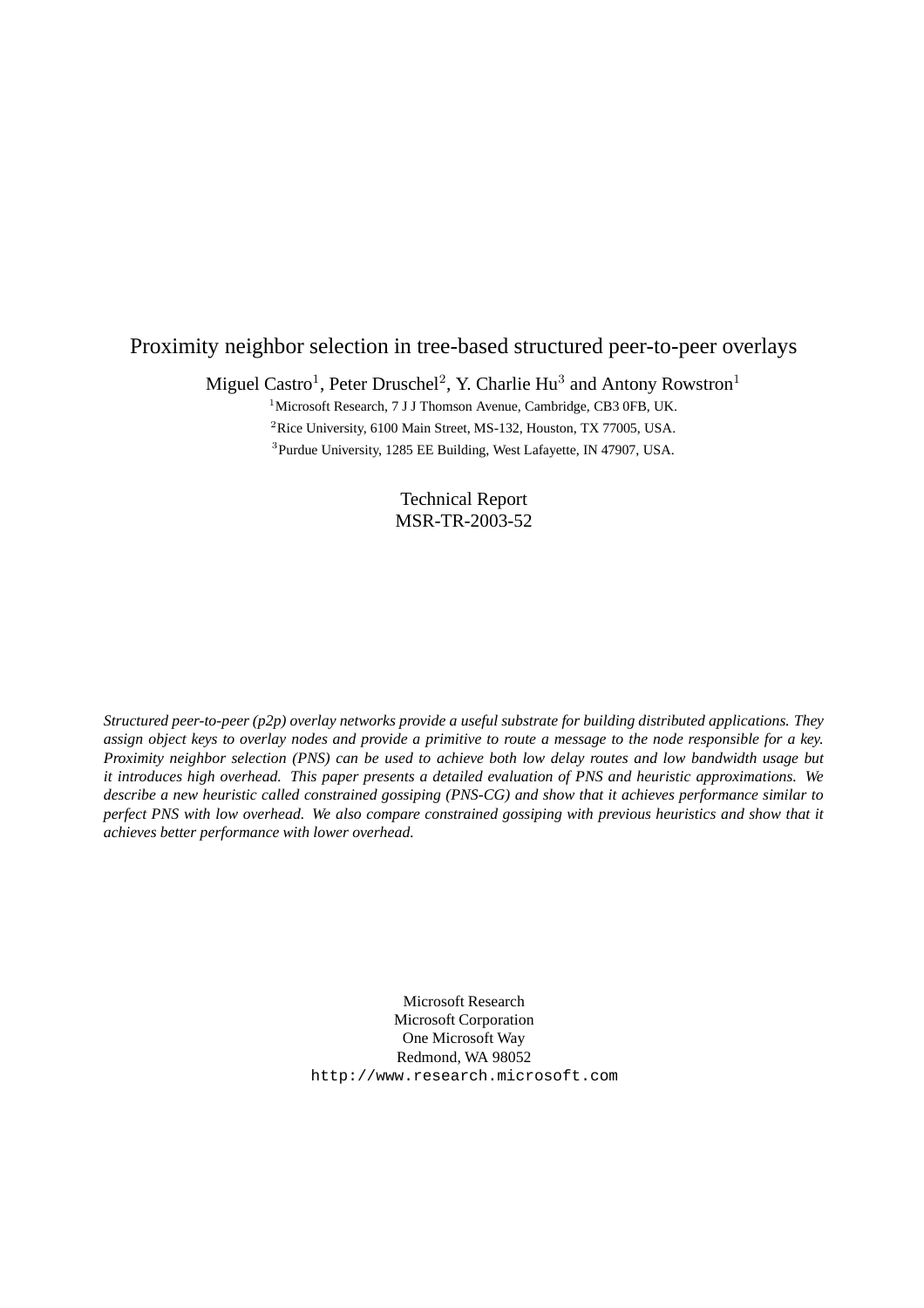# Proximity neighbor selection in tree-based structured peer-to-peer overlays

Miguel Castro[1], Peter Druschel[2], Y. Charlie Hu[3] and Antony Rowstron[1]

[1]Microsoft Research, 7 J J Thomson Avenue, Cambridge, CB3 0FB, UK.

[2]Rice University, 6100 Main Street, MS-132, Houston, TX 77005, USA.

[3]Purdue University, 1285 EE Building, West Lafayette, IN 47907, USA.

Technical Report
MSR-TR-2003-52

*Structured peer-to-peer (p2p) overlay networks provide a useful substrate for building distributed applications. They assign object keys to overlay nodes and provide a primitive to route a message to the node responsible for a key. Proximity neighbor selection (PNS) can be used to achieve both low delay routes and low bandwidth usage but it introduces high overhead. This paper presents a detailed evaluation of PNS and heuristic approximations. We describe a new heuristic called constrained gossiping (PNS-CG) and show that it achieves performance similar to perfect PNS with low overhead. We also compare constrained gossiping with previous heuristics and show that it achieves better performance with lower overhead.*

Microsoft Research
Microsoft Corporation
One Microsoft Way
Redmond, WA 98052
http://www.research.microsoft.com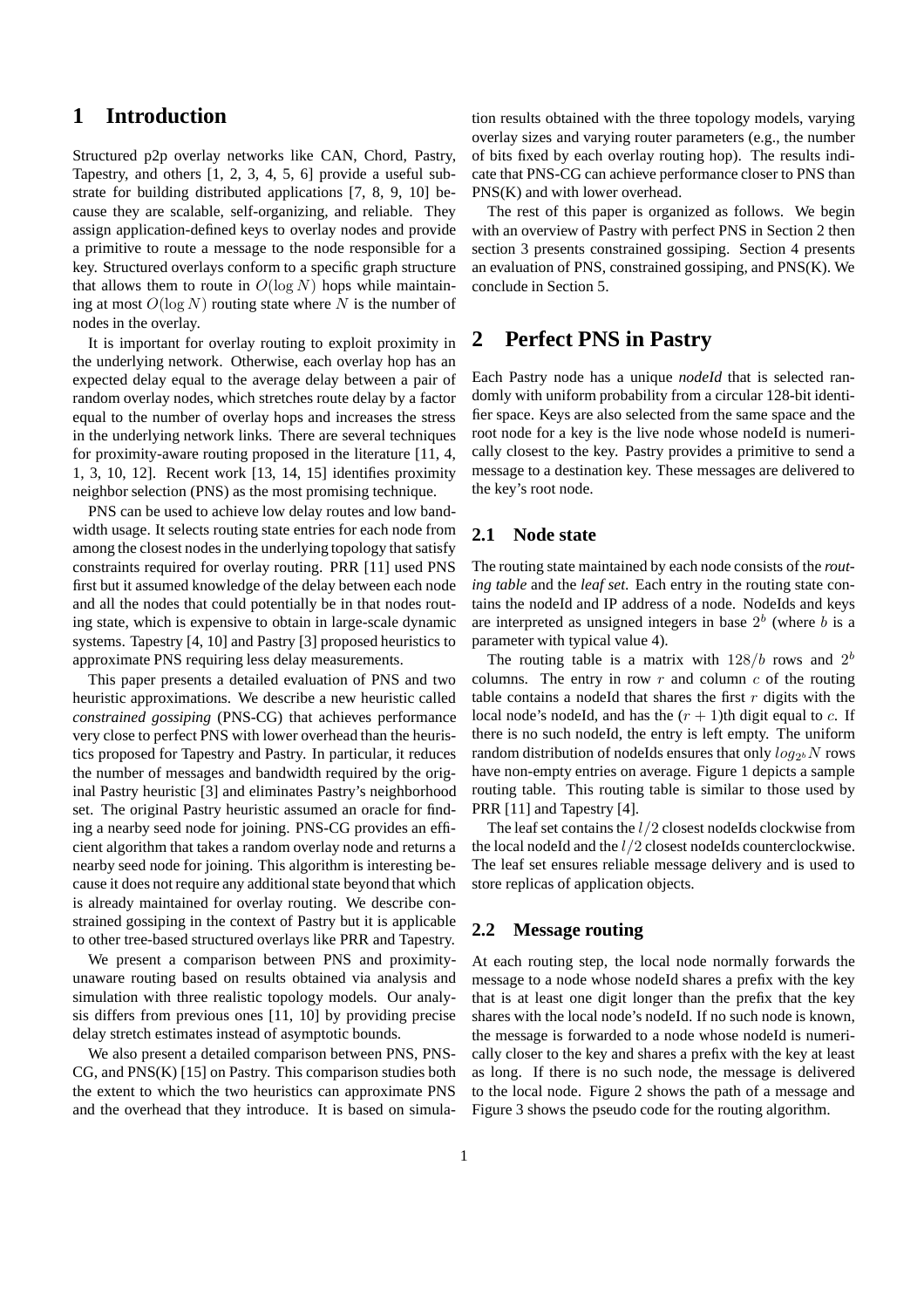# 1 Introduction

Structured p2p overlay networks like CAN, Chord, Pastry, Tapestry, and others [1, 2, 3, 4, 5, 6] provide a useful substrate for building distributed applications [7, 8, 9, 10] because they are scalable, self-organizing, and reliable. They assign application-defined keys to overlay nodes and provide a primitive to route a message to the node responsible for a key. Structured overlays conform to a specific graph structure that allows them to route in $O(\log N)$ hops while maintaining at most $O(\log N)$ routing state where $N$ is the number of nodes in the overlay.

It is important for overlay routing to exploit proximity in the underlying network. Otherwise, each overlay hop has an expected delay equal to the average delay between a pair of random overlay nodes, which stretches route delay by a factor equal to the number of overlay hops and increases the stress in the underlying network links. There are several techniques for proximity-aware routing proposed in the literature [11, 4, 1, 3, 10, 12]. Recent work [13, 14, 15] identifies proximity neighbor selection (PNS) as the most promising technique.

PNS can be used to achieve low delay routes and low bandwidth usage. It selects routing state entries for each node from among the closest nodes in the underlying topology that satisfy constraints required for overlay routing. PRR [11] used PNS first but it assumed knowledge of the delay between each node and all the nodes that could potentially be in that nodes routing state, which is expensive to obtain in large-scale dynamic systems. Tapestry [4, 10] and Pastry [3] proposed heuristics to approximate PNS requiring less delay measurements.

This paper presents a detailed evaluation of PNS and two heuristic approximations. We describe a new heuristic called *constrained gossiping* (PNS-CG) that achieves performance very close to perfect PNS with lower overhead than the heuristics proposed for Tapestry and Pastry. In particular, it reduces the number of messages and bandwidth required by the original Pastry heuristic [3] and eliminates Pastry's neighborhood set. The original Pastry heuristic assumed an oracle for finding a nearby seed node for joining. PNS-CG provides an efficient algorithm that takes a random overlay node and returns a nearby seed node for joining. This algorithm is interesting because it does not require any additional state beyond that which is already maintained for overlay routing. We describe constrained gossiping in the context of Pastry but it is applicable to other tree-based structured overlays like PRR and Tapestry.

We present a comparison between PNS and proximity-unaware routing based on results obtained via analysis and simulation with three realistic topology models. Our analysis differs from previous ones [11, 10] by providing precise delay stretch estimates instead of asymptotic bounds.

We also present a detailed comparison between PNS, PNS-CG, and PNS(K) [15] on Pastry. This comparison studies both the extent to which the two heuristics can approximate PNS and the overhead that they introduce. It is based on simulation results obtained with the three topology models, varying overlay sizes and varying router parameters (e.g., the number of bits fixed by each overlay routing hop). The results indicate that PNS-CG can achieve performance closer to PNS than PNS(K) and with lower overhead.

The rest of this paper is organized as follows. We begin with an overview of Pastry with perfect PNS in Section 2 then section 3 presents constrained gossiping. Section 4 presents an evaluation of PNS, constrained gossiping, and PNS(K). We conclude in Section 5.

# 2 Perfect PNS in Pastry

Each Pastry node has a unique *nodeId* that is selected randomly with uniform probability from a circular 128-bit identifier space. Keys are also selected from the same space and the root node for a key is the live node whose nodeId is numerically closest to the key. Pastry provides a primitive to send a message to a destination key. These messages are delivered to the key's root node.

## 2.1 Node state

The routing state maintained by each node consists of the *routing table* and the *leaf set*. Each entry in the routing state contains the nodeId and IP address of a node. NodeIds and keys are interpreted as unsigned integers in base $2^b$ (where $b$ is a parameter with typical value 4).

The routing table is a matrix with $128/b$ rows and $2^b$ columns. The entry in row $r$ and column $c$ of the routing table contains a nodeId that shares the first $r$ digits with the local node's nodeId, and has the $(r+1)$th digit equal to $c$. If there is no such nodeId, the entry is left empty. The uniform random distribution of nodeIds ensures that only $log_{2^b} N$ rows have non-empty entries on average. Figure 1 depicts a sample routing table. This routing table is similar to those used by PRR [11] and Tapestry [4].

The leaf set contains the $l/2$ closest nodeIds clockwise from the local nodeId and the $l/2$ closest nodeIds counterclockwise. The leaf set ensures reliable message delivery and is used to store replicas of application objects.

## 2.2 Message routing

At each routing step, the local node normally forwards the message to a node whose nodeId shares a prefix with the key that is at least one digit longer than the prefix that the key shares with the local node's nodeId. If no such node is known, the message is forwarded to a node whose nodeId is numerically closer to the key and shares a prefix with the key at least as long. If there is no such node, the message is delivered to the local node. Figure 2 shows the path of a message and Figure 3 shows the pseudo code for the routing algorithm.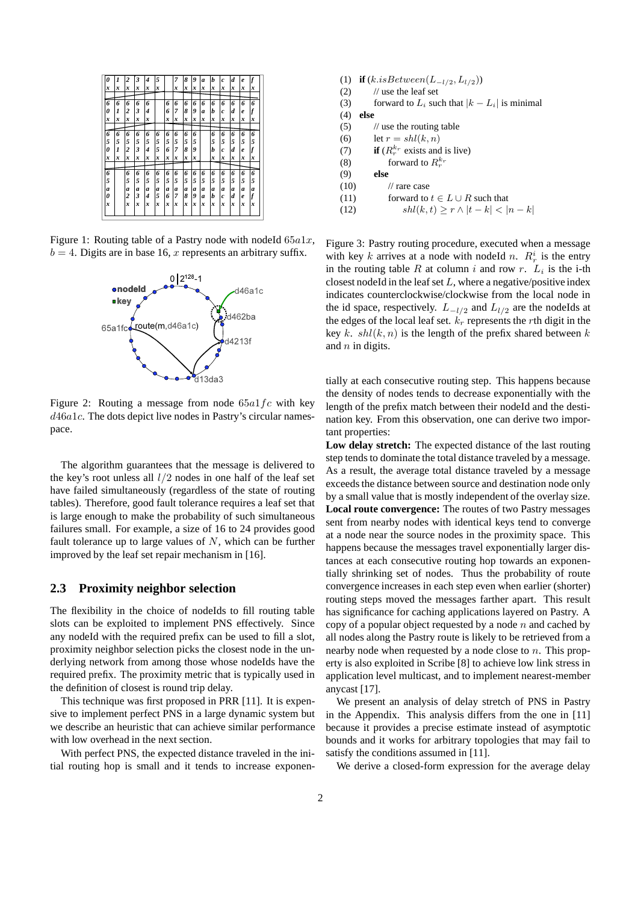| | | | | | | | | | | | | | | | |
|---|---|---|---|---|---|---|---|---|---|---|---|---|---|---|---|
| *0x* | *1x* | *2x* | *3x* | *4x* | *5x* | | *7x* | *8x* | *9x* | *ax* | *bx* | *cx* | *dx* | *ex* | *fx* |
| *60x* | *61x* | *62x* | *63x* | *64x* | | *66x* | *67x* | *68x* | *69x* | *6ax* | *6bx* | *6cx* | *6dx* | *6ex* | *6fx* |
| *650x* | *651x* | *652x* | *653x* | *654x* | *655x* | *656x* | *657x* | *658x* | *659x* | | *65bx* | *65cx* | *65dx* | *65ex* | *65fx* |
| *65a0x* | | *65a2x* | *65a3x* | *65a4x* | *65a5x* | *65a6x* | *65a7x* | *65a8x* | *65a9x* | *65aax* | *65abx* | *65acx* | *65adx* | *65aex* | *65afx* |

Figure 1: Routing table of a Pastry node with nodeId $65a1x$, $b = 4$. Digits are in base 16, $x$ represents an arbitrary suffix.

Figure 2: Routing a message from node $65a1fc$ with key $d46a1c$. The dots depict live nodes in Pastry's circular namespace.

The algorithm guarantees that the message is delivered to the key's root unless all $l/2$ nodes in one half of the leaf set have failed simultaneously (regardless of the state of routing tables). Therefore, good fault tolerance requires a leaf set that is large enough to make the probability of such simultaneous failures small. For example, a size of 16 to 24 provides good fault tolerance up to large values of $N$, which can be further improved by the leaf set repair mechanism in [16].

## 2.3 Proximity neighbor selection

The flexibility in the choice of nodeIds to fill routing table slots can be exploited to implement PNS effectively. Since any nodeId with the required prefix can be used to fill a slot, proximity neighbor selection picks the closest node in the underlying network from among those whose nodeIds have the required prefix. The proximity metric that is typically used in the definition of closest is round trip delay.

This technique was first proposed in PRR [11]. It is expensive to implement perfect PNS in a large dynamic system but we describe an heuristic that can achieve similar performance with low overhead in the next section.

With perfect PNS, the expected distance traveled in the initial routing hop is small and it tends to increase exponentially at each consecutive routing step. This happens because the density of nodes tends to decrease exponentially with the length of the prefix match between their nodeId and the destination key. From this observation, one can derive two important properties:

**Low delay stretch:** The expected distance of the last routing step tends to dominate the total distance traveled by a message. As a result, the average total distance traveled by a message exceeds the distance between source and destination node only by a small value that is mostly independent of the overlay size.

**Local route convergence:** The routes of two Pastry messages sent from nearby nodes with identical keys tend to converge at a node near the source nodes in the proximity space. This happens because the messages travel exponentially larger distances at each consecutive routing hop towards an exponentially shrinking set of nodes. Thus the probability of route convergence increases in each step even when earlier (shorter) routing steps moved the messages farther apart. This result has significance for caching applications layered on Pastry. A copy of a popular object requested by a node $n$ and cached by all nodes along the Pastry route is likely to be retrieved from a nearby node when requested by a node close to $n$. This property is also exploited in Scribe [8] to achieve low link stress in application level multicast, and to implement nearest-member anycast [17].

(1) **if** $(k.isBetween(L_{-l/2}, L_{l/2}))$
(2) // use the leaf set
(3) forward to $L_i$ such that $|k - L_i|$ is minimal
(4) **else**
(5) // use the routing table
(6) let $r = shl(k, n)$
(7) **if** ($R_r^{k_r}$ exists and is live)
(8) forward to $R_r^{k_r}$
(9) **else**
(10) // rare case
(11) forward to $t \in L \cup R$ such that
(12) $shl(k, t) \geq r \wedge |t - k| < |n - k|$

Figure 3: Pastry routing procedure, executed when a message with key $k$ arrives at a node with nodeId $n$. $R_r^i$ is the entry in the routing table $R$ at column $i$ and row $r$. $L_i$ is the i-th closest nodeId in the leaf set $L$, where a negative/positive index indicates counterclockwise/clockwise from the local node in the id space, respectively. $L_{-l/2}$ and $L_{l/2}$ are the nodeIds at the edges of the local leaf set. $k_r$ represents the $r$th digit in the key $k$. $shl(k, n)$ is the length of the prefix shared between $k$ and $n$ in digits.

We present an analysis of delay stretch of PNS in Pastry in the Appendix. This analysis differs from the one in [11] because it provides a precise estimate instead of asymptotic bounds and it works for arbitrary topologies that may fail to satisfy the conditions assumed in [11].

We derive a closed-form expression for the average delay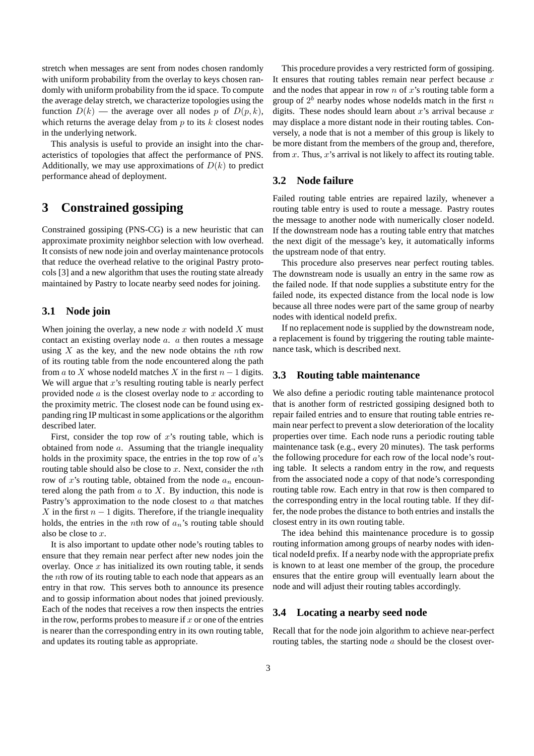stretch when messages are sent from nodes chosen randomly with uniform probability from the overlay to keys chosen randomly with uniform probability from the id space. To compute the average delay stretch, we characterize topologies using the function $D(k)$ — the average over all nodes $p$ of $D(p, k)$, which returns the average delay from $p$ to its $k$ closest nodes in the underlying network.

This analysis is useful to provide an insight into the characteristics of topologies that affect the performance of PNS. Additionally, we may use approximations of $D(k)$ to predict performance ahead of deployment.

# 3 Constrained gossiping

Constrained gossiping (PNS-CG) is a new heuristic that can approximate proximity neighbor selection with low overhead. It consists of new node join and overlay maintenance protocols that reduce the overhead relative to the original Pastry protocols [3] and a new algorithm that uses the routing state already maintained by Pastry to locate nearby seed nodes for joining.

## 3.1 Node join

When joining the overlay, a new node $x$ with nodeId $X$ must contact an existing overlay node $a$. $a$ then routes a message using $X$ as the key, and the new node obtains the $n$th row of its routing table from the node encountered along the path from $a$ to $X$ whose nodeId matches $X$ in the first $n-1$ digits. We will argue that $x$'s resulting routing table is nearly perfect provided node $a$ is the closest overlay node to $x$ according to the proximity metric. The closest node can be found using expanding ring IP multicast in some applications or the algorithm described later.

First, consider the top row of $x$'s routing table, which is obtained from node $a$. Assuming that the triangle inequality holds in the proximity space, the entries in the top row of $a$'s routing table should also be close to $x$. Next, consider the $n$th row of $x$'s routing table, obtained from the node $a_n$ encountered along the path from $a$ to $X$. By induction, this node is Pastry's approximation to the node closest to $a$ that matches $X$ in the first $n-1$ digits. Therefore, if the triangle inequality holds, the entries in the $n$th row of $a_n$'s routing table should also be close to $x$.

It is also important to update other node's routing tables to ensure that they remain near perfect after new nodes join the overlay. Once $x$ has initialized its own routing table, it sends the $n$th row of its routing table to each node that appears as an entry in that row. This serves both to announce its presence and to gossip information about nodes that joined previously. Each of the nodes that receives a row then inspects the entries in the row, performs probes to measure if $x$ or one of the entries is nearer than the corresponding entry in its own routing table, and updates its routing table as appropriate.

This procedure provides a very restricted form of gossiping. It ensures that routing tables remain near perfect because $x$ and the nodes that appear in row $n$ of $x$'s routing table form a group of $2^b$ nearby nodes whose nodeIds match in the first $n$ digits. These nodes should learn about $x$'s arrival because $x$ may displace a more distant node in their routing tables. Conversely, a node that is not a member of this group is likely to be more distant from the members of the group and, therefore, from $x$. Thus, $x$'s arrival is not likely to affect its routing table.

## 3.2 Node failure

Failed routing table entries are repaired lazily, whenever a routing table entry is used to route a message. Pastry routes the message to another node with numerically closer nodeId. If the downstream node has a routing table entry that matches the next digit of the message's key, it automatically informs the upstream node of that entry.

This procedure also preserves near perfect routing tables. The downstream node is usually an entry in the same row as the failed node. If that node supplies a substitute entry for the failed node, its expected distance from the local node is low because all three nodes were part of the same group of nearby nodes with identical nodeId prefix.

If no replacement node is supplied by the downstream node, a replacement is found by triggering the routing table maintenance task, which is described next.

## 3.3 Routing table maintenance

We also define a periodic routing table maintenance protocol that is another form of restricted gossiping designed both to repair failed entries and to ensure that routing table entries remain near perfect to prevent a slow deterioration of the locality properties over time. Each node runs a periodic routing table maintenance task (e.g., every 20 minutes). The task performs the following procedure for each row of the local node's routing table. It selects a random entry in the row, and requests from the associated node a copy of that node's corresponding routing table row. Each entry in that row is then compared to the corresponding entry in the local routing table. If they differ, the node probes the distance to both entries and installs the closest entry in its own routing table.

The idea behind this maintenance procedure is to gossip routing information among groups of nearby nodes with identical nodeId prefix. If a nearby node with the appropriate prefix is known to at least one member of the group, the procedure ensures that the entire group will eventually learn about the node and will adjust their routing tables accordingly.

## 3.4 Locating a nearby seed node

Recall that for the node join algorithm to achieve near-perfect routing tables, the starting node $a$ should be the closest over-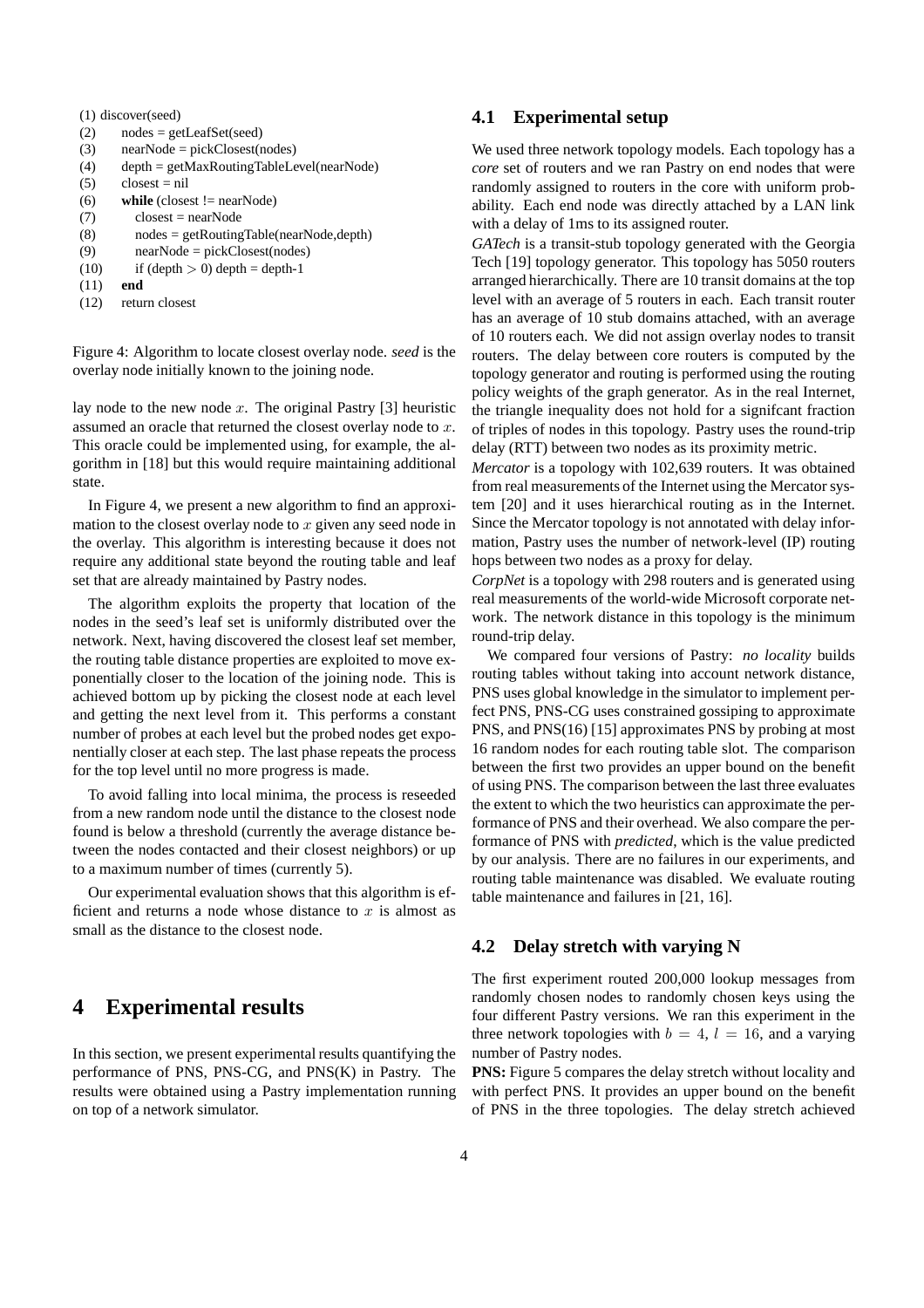```
(1) discover(seed)
(2)     nodes = getLeafSet(seed)
(3)     nearNode = pickClosest(nodes)
(4)     depth = getMaxRoutingTableLevel(nearNode)
(5)     closest = nil
(6)     while (closest != nearNode)
(7)       closest = nearNode
(8)       nodes = getRoutingTable(nearNode,depth)
(9)       nearNode = pickClosest(nodes)
(10)      if (depth > 0) depth = depth-1
(11)    end
(12)    return closest
```

Figure 4: Algorithm to locate closest overlay node. *seed* is the overlay node initially known to the joining node.

lay node to the new node $x$. The original Pastry [3] heuristic assumed an oracle that returned the closest overlay node to $x$. This oracle could be implemented using, for example, the algorithm in [18] but this would require maintaining additional state.

In Figure 4, we present a new algorithm to find an approximation to the closest overlay node to $x$ given any seed node in the overlay. This algorithm is interesting because it does not require any additional state beyond the routing table and leaf set that are already maintained by Pastry nodes.

The algorithm exploits the property that location of the nodes in the seed's leaf set is uniformly distributed over the network. Next, having discovered the closest leaf set member, the routing table distance properties are exploited to move exponentially closer to the location of the joining node. This is achieved bottom up by picking the closest node at each level and getting the next level from it. This performs a constant number of probes at each level but the probed nodes get exponentially closer at each step. The last phase repeats the process for the top level until no more progress is made.

To avoid falling into local minima, the process is reseeded from a new random node until the distance to the closest node found is below a threshold (currently the average distance between the nodes contacted and their closest neighbors) or up to a maximum number of times (currently 5).

Our experimental evaluation shows that this algorithm is efficient and returns a node whose distance to $x$ is almost as small as the distance to the closest node.

# 4 Experimental results

In this section, we present experimental results quantifying the performance of PNS, PNS-CG, and PNS(K) in Pastry. The results were obtained using a Pastry implementation running on top of a network simulator.

## 4.1 Experimental setup

We used three network topology models. Each topology has a *core* set of routers and we ran Pastry on end nodes that were randomly assigned to routers in the core with uniform probability. Each end node was directly attached by a LAN link with a delay of 1ms to its assigned router.

*GATech* is a transit-stub topology generated with the Georgia Tech [19] topology generator. This topology has 5050 routers arranged hierarchically. There are 10 transit domains at the top level with an average of 5 routers in each. Each transit router has an average of 10 stub domains attached, with an average of 10 routers each. We did not assign overlay nodes to transit routers. The delay between core routers is computed by the topology generator and routing is performed using the routing policy weights of the graph generator. As in the real Internet, the triangle inequality does not hold for a signifcant fraction of triples of nodes in this topology. Pastry uses the round-trip delay (RTT) between two nodes as its proximity metric.

*Mercator* is a topology with 102,639 routers. It was obtained from real measurements of the Internet using the Mercator system [20] and it uses hierarchical routing as in the Internet. Since the Mercator topology is not annotated with delay information, Pastry uses the number of network-level (IP) routing hops between two nodes as a proxy for delay.

*CorpNet* is a topology with 298 routers and is generated using real measurements of the world-wide Microsoft corporate network. The network distance in this topology is the minimum round-trip delay.

We compared four versions of Pastry: *no locality* builds routing tables without taking into account network distance, PNS uses global knowledge in the simulator to implement perfect PNS, PNS-CG uses constrained gossiping to approximate PNS, and PNS(16) [15] approximates PNS by probing at most 16 random nodes for each routing table slot. The comparison between the first two provides an upper bound on the benefit of using PNS. The comparison between the last three evaluates the extent to which the two heuristics can approximate the performance of PNS and their overhead. We also compare the performance of PNS with *predicted*, which is the value predicted by our analysis. There are no failures in our experiments, and routing table maintenance was disabled. We evaluate routing table maintenance and failures in [21, 16].

## 4.2 Delay stretch with varying N

The first experiment routed 200,000 lookup messages from randomly chosen nodes to randomly chosen keys using the four different Pastry versions. We ran this experiment in the three network topologies with $b = 4$, $l = 16$, and a varying number of Pastry nodes.

**PNS:** Figure 5 compares the delay stretch without locality and with perfect PNS. It provides an upper bound on the benefit of PNS in the three topologies. The delay stretch achieved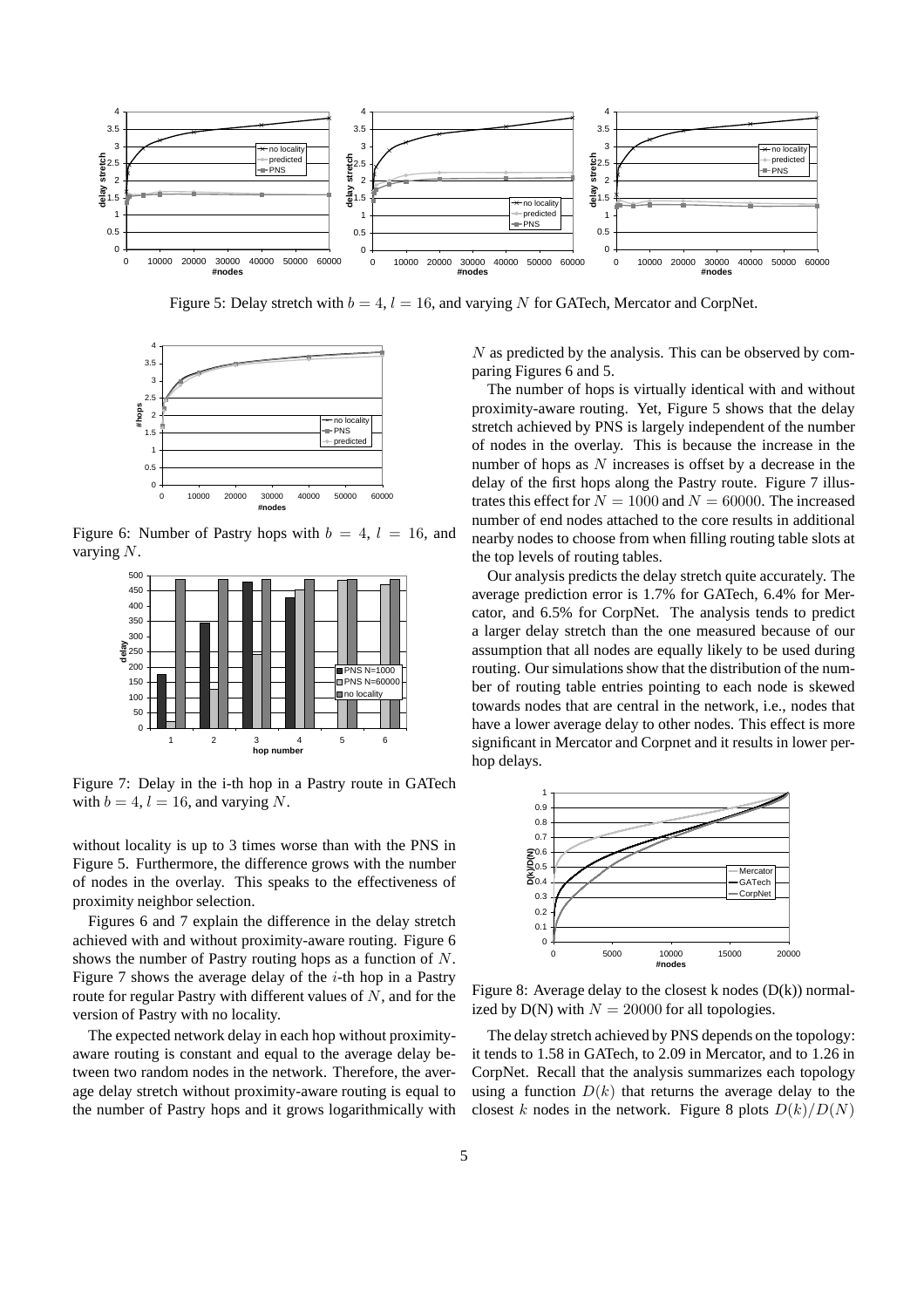Figure 5: Delay stretch with $b = 4$, $l = 16$, and varying $N$ for GATech, Mercator and CorpNet.

Figure 6: Number of Pastry hops with $b = 4$, $l = 16$, and varying $N$.

Figure 7: Delay in the i-th hop in a Pastry route in GATech with $b = 4$, $l = 16$, and varying $N$.

without locality is up to 3 times worse than with the PNS in Figure 5. Furthermore, the difference grows with the number of nodes in the overlay. This speaks to the effectiveness of proximity neighbor selection.

Figures 6 and 7 explain the difference in the delay stretch achieved with and without proximity-aware routing. Figure 6 shows the number of Pastry routing hops as a function of $N$. Figure 7 shows the average delay of the $i$-th hop in a Pastry route for regular Pastry with different values of $N$, and for the version of Pastry with no locality.

The expected network delay in each hop without proximity-aware routing is constant and equal to the average delay between two random nodes in the network. Therefore, the average delay stretch without proximity-aware routing is equal to the number of Pastry hops and it grows logarithmically with $N$ as predicted by the analysis. This can be observed by comparing Figures 6 and 5.

The number of hops is virtually identical with and without proximity-aware routing. Yet, Figure 5 shows that the delay stretch achieved by PNS is largely independent of the number of nodes in the overlay. This is because the increase in the number of hops as $N$ increases is offset by a decrease in the delay of the first hops along the Pastry route. Figure 7 illustrates this effect for $N = 1000$ and $N = 60000$. The increased number of end nodes attached to the core results in additional nearby nodes to choose from when filling routing table slots at the top levels of routing tables.

Our analysis predicts the delay stretch quite accurately. The average prediction error is 1.7% for GATech, 6.4% for Mercator, and 6.5% for CorpNet. The analysis tends to predict a larger delay stretch than the one measured because of our assumption that all nodes are equally likely to be used during routing. Our simulations show that the distribution of the number of routing table entries pointing to each node is skewed towards nodes that are central in the network, i.e., nodes that have a lower average delay to other nodes. This effect is more significant in Mercator and Corpnet and it results in lower per-hop delays.

Figure 8: Average delay to the closest k nodes (D(k)) normalized by D(N) with $N = 20000$ for all topologies.

The delay stretch achieved by PNS depends on the topology: it tends to 1.58 in GATech, to 2.09 in Mercator, and to 1.26 in CorpNet. Recall that the analysis summarizes each topology using a function $D(k)$ that returns the average delay to the closest $k$ nodes in the network. Figure 8 plots $D(k)/D(N)$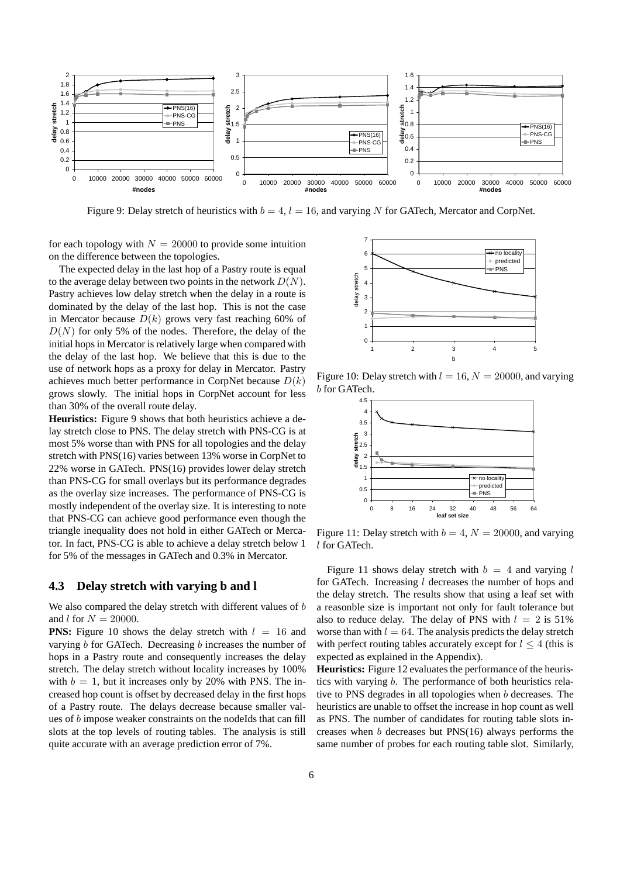Figure 9: Delay stretch of heuristics with $b = 4$, $l = 16$, and varying $N$ for GATech, Mercator and CorpNet.

for each topology with $N = 20000$ to provide some intuition on the difference between the topologies.

The expected delay in the last hop of a Pastry route is equal to the average delay between two points in the network $D(N)$. Pastry achieves low delay stretch when the delay in a route is dominated by the delay of the last hop. This is not the case in Mercator because $D(k)$ grows very fast reaching 60% of $D(N)$ for only 5% of the nodes. Therefore, the delay of the initial hops in Mercator is relatively large when compared with the delay of the last hop. We believe that this is due to the use of network hops as a proxy for delay in Mercator. Pastry achieves much better performance in CorpNet because $D(k)$ grows slowly. The initial hops in CorpNet account for less than 30% of the overall route delay.

**Heuristics:** Figure 9 shows that both heuristics achieve a delay stretch close to PNS. The delay stretch with PNS-CG is at most 5% worse than with PNS for all topologies and the delay stretch with PNS(16) varies between 13% worse in CorpNet to 22% worse in GATech. PNS(16) provides lower delay stretch than PNS-CG for small overlays but its performance degrades as the overlay size increases. The performance of PNS-CG is mostly independent of the overlay size. It is interesting to note that PNS-CG can achieve good performance even though the triangle inequality does not hold in either GATech or Mercator. In fact, PNS-CG is able to achieve a delay stretch below 1 for 5% of the messages in GATech and 0.3% in Mercator.

### 4.3 Delay stretch with varying b and l

We also compared the delay stretch with different values of $b$ and $l$ for $N = 20000$.

**PNS:** Figure 10 shows the delay stretch with $l = 16$ and varying $b$ for GATech. Decreasing $b$ increases the number of hops in a Pastry route and consequently increases the delay stretch. The delay stretch without locality increases by 100% with $b = 1$, but it increases only by 20% with PNS. The increased hop count is offset by decreased delay in the first hops of a Pastry route. The delays decrease because smaller values of $b$ impose weaker constraints on the nodeIds that can fill slots at the top levels of routing tables. The analysis is still quite accurate with an average prediction error of 7%.

Figure 10: Delay stretch with $l = 16$, $N = 20000$, and varying $b$ for GATech.

Figure 11: Delay stretch with $b = 4$, $N = 20000$, and varying $l$ for GATech.

Figure 11 shows delay stretch with $b = 4$ and varying $l$ for GATech. Increasing $l$ decreases the number of hops and the delay stretch. The results show that using a leaf set with a reasonble size is important not only for fault tolerance but also to reduce delay. The delay of PNS with $l = 2$ is 51% worse than with $l = 64$. The analysis predicts the delay stretch with perfect routing tables accurately except for $l \leq 4$ (this is expected as explained in the Appendix).

**Heuristics:** Figure 12 evaluates the performance of the heuristics with varying $b$. The performance of both heuristics relative to PNS degrades in all topologies when $b$ decreases. The heuristics are unable to offset the increase in hop count as well as PNS. The number of candidates for routing table slots increases when $b$ decreases but PNS(16) always performs the same number of probes for each routing table slot. Similarly,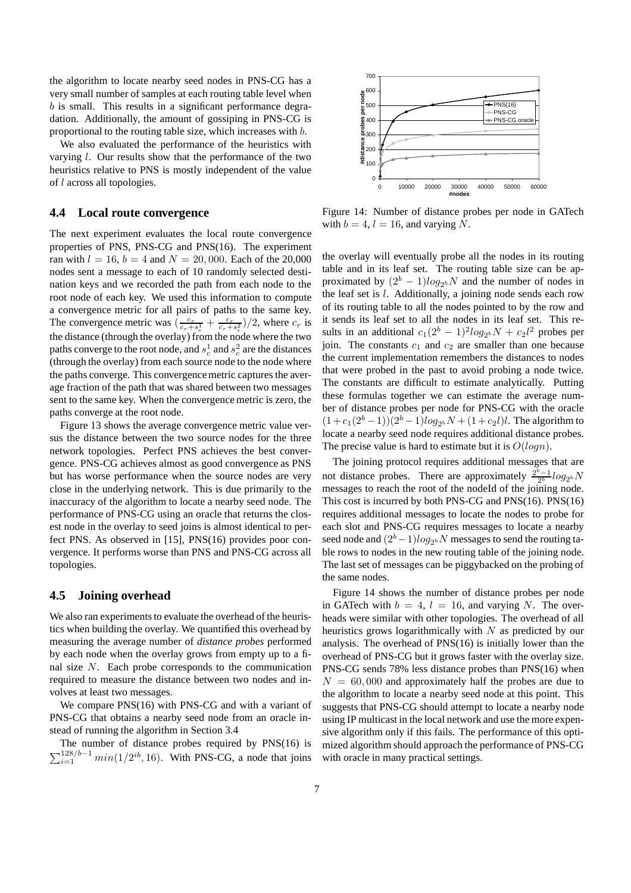the algorithm to locate nearby seed nodes in PNS-CG has a very small number of samples at each routing table level when $b$ is small. This results in a significant performance degradation. Additionally, the amount of gossiping in PNS-CG is proportional to the routing table size, which increases with $b$.

We also evaluated the performance of the heuristics with varying $l$. Our results show that the performance of the two heuristics relative to PNS is mostly independent of the value of $l$ across all topologies.

### 4.4 Local route convergence

The next experiment evaluates the local route convergence properties of PNS, PNS-CG and PNS(16). The experiment ran with $l = 16$, $b = 4$ and $N = 20,000$. Each of the 20,000 nodes sent a message to each of 10 randomly selected destination keys and we recorded the path from each node to the root node of each key. We used this information to compute a convergence metric for all pairs of paths to the same key. The convergence metric was $(\frac{c_r}{c_r+s_c^1} + \frac{c_r}{c_r+s_c^2})/2$, where $c_r$ is the distance (through the overlay) from the node where the two paths converge to the root node, and $s_c^1$ and $s_c^2$ are the distances (through the overlay) from each source node to the node where the paths converge. This convergence metric captures the average fraction of the path that was shared between two messages sent to the same key. When the convergence metric is zero, the paths converge at the root node.

Figure 13 shows the average convergence metric value versus the distance between the two source nodes for the three network topologies. Perfect PNS achieves the best convergence. PNS-CG achieves almost as good convergence as PNS but has worse performance when the source nodes are very close in the underlying network. This is due primarily to the inaccuracy of the algorithm to locate a nearby seed node. The performance of PNS-CG using an oracle that returns the closest node in the overlay to seed joins is almost identical to perfect PNS. As observed in [15], PNS(16) provides poor convergence. It performs worse than PNS and PNS-CG across all topologies.

### 4.5 Joining overhead

We also ran experiments to evaluate the overhead of the heuristics when building the overlay. We quantified this overhead by measuring the average number of *distance probes* performed by each node when the overlay grows from empty up to a final size $N$. Each probe corresponds to the communication required to measure the distance between two nodes and involves at least two messages.

We compare PNS(16) with PNS-CG and with a variant of PNS-CG that obtains a nearby seed node from an oracle instead of running the algorithm in Section 3.4

The number of distance probes required by PNS(16) is $\sum_{i=1}^{128/b-1} min(1/2^{ib}, 16)$. With PNS-CG, a node that joins the overlay will eventually probe all the nodes in its routing table and in its leaf set. The routing table size can be approximated by $(2^b - 1)log_{2^b}N$ and the number of nodes in the leaf set is $l$. Additionally, a joining node sends each row of its routing table to all the nodes pointed to by the row and it sends its leaf set to all the nodes in its leaf set. This results in an additional $c_1(2^b - 1)^2 log_{2^b}N + c_2 l^2$ probes per join. The constants $c_1$ and $c_2$ are smaller than one because the current implementation remembers the distances to nodes that were probed in the past to avoid probing a node twice. The constants are difficult to estimate analytically. Putting these formulas together we can estimate the average number of distance probes per node for PNS-CG with the oracle $(1+c_1(2^b-1))(2^b-1)log_{2^b}N + (1+c_2 l)l$. The algorithm to locate a nearby seed node requires additional distance probes. The precise value is hard to estimate but it is $O(logn)$.

Figure 14: Number of distance probes per node in GATech with $b = 4$, $l = 16$, and varying $N$.

The joining protocol requires additional messages that are not distance probes. There are approximately $\frac{2^b-1}{2^b} log_{2^b}N$ messages to reach the root of the nodeId of the joining node. This cost is incurred by both PNS-CG and PNS(16). PNS(16) requires additional messages to locate the nodes to probe for each slot and PNS-CG requires messages to locate a nearby seed node and $(2^b-1)log_{2^b}N$ messages to send the routing table rows to nodes in the new routing table of the joining node. The last set of messages can be piggybacked on the probing of the same nodes.

Figure 14 shows the number of distance probes per node in GATech with $b = 4$, $l = 16$, and varying $N$. The overheads were similar with other topologies. The overhead of all heuristics grows logarithmically with $N$ as predicted by our analysis. The overhead of PNS(16) is initially lower than the overhead of PNS-CG but it grows faster with the overlay size. PNS-CG sends 78% less distance probes than PNS(16) when $N = 60,000$ and approximately half the probes are due to the algorithm to locate a nearby seed node at this point. This suggests that PNS-CG should attempt to locate a nearby node using IP multicast in the local network and use the more expensive algorithm only if this fails. The performance of this optimized algorithm should approach the performance of PNS-CG with oracle in many practical settings.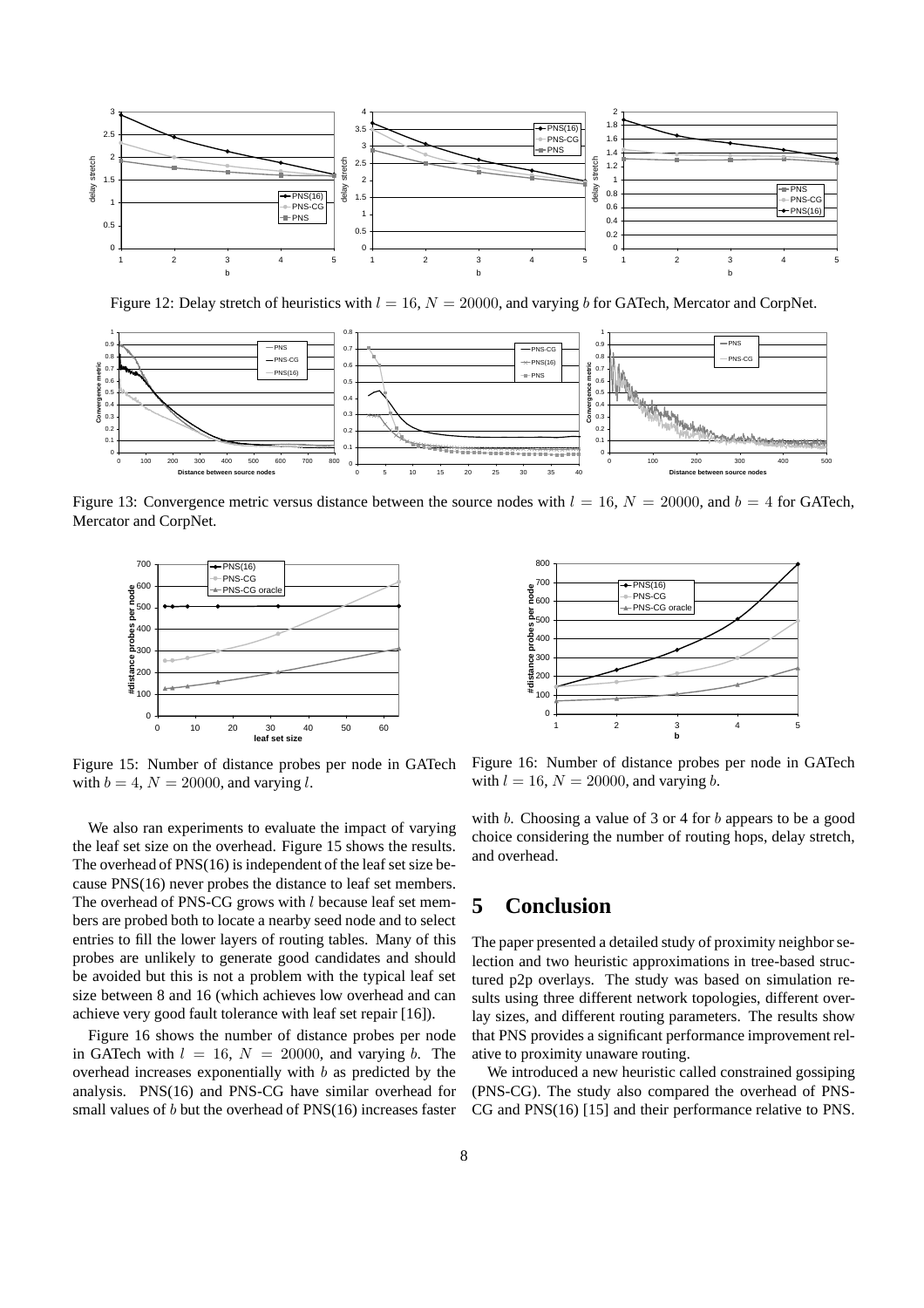Figure 12: Delay stretch of heuristics with $l = 16$, $N = 20000$, and varying $b$ for GATech, Mercator and CorpNet.

Figure 13: Convergence metric versus distance between the source nodes with $l = 16$, $N = 20000$, and $b = 4$ for GATech, Mercator and CorpNet.

Figure 15: Number of distance probes per node in GATech with $b = 4$, $N = 20000$, and varying $l$.

Figure 16: Number of distance probes per node in GATech with $l = 16$, $N = 20000$, and varying $b$.

We also ran experiments to evaluate the impact of varying the leaf set size on the overhead. Figure 15 shows the results. The overhead of PNS(16) is independent of the leaf set size because PNS(16) never probes the distance to leaf set members. The overhead of PNS-CG grows with $l$ because leaf set members are probed both to locate a nearby seed node and to select entries to fill the lower layers of routing tables. Many of this probes are unlikely to generate good candidates and should be avoided but this is not a problem with the typical leaf set size between 8 and 16 (which achieves low overhead and can achieve very good fault tolerance with leaf set repair [16]).

Figure 16 shows the number of distance probes per node in GATech with $l = 16$, $N = 20000$, and varying $b$. The overhead increases exponentially with $b$ as predicted by the analysis. PNS(16) and PNS-CG have similar overhead for small values of $b$ but the overhead of PNS(16) increases faster with $b$. Choosing a value of 3 or 4 for $b$ appears to be a good choice considering the number of routing hops, delay stretch, and overhead.

# 5 Conclusion

The paper presented a detailed study of proximity neighbor selection and two heuristic approximations in tree-based structured p2p overlays. The study was based on simulation results using three different network topologies, different overlay sizes, and different routing parameters. The results show that PNS provides a significant performance improvement relative to proximity unaware routing.

We introduced a new heuristic called constrained gossiping (PNS-CG). The study also compared the overhead of PNS-CG and PNS(16) [15] and their performance relative to PNS.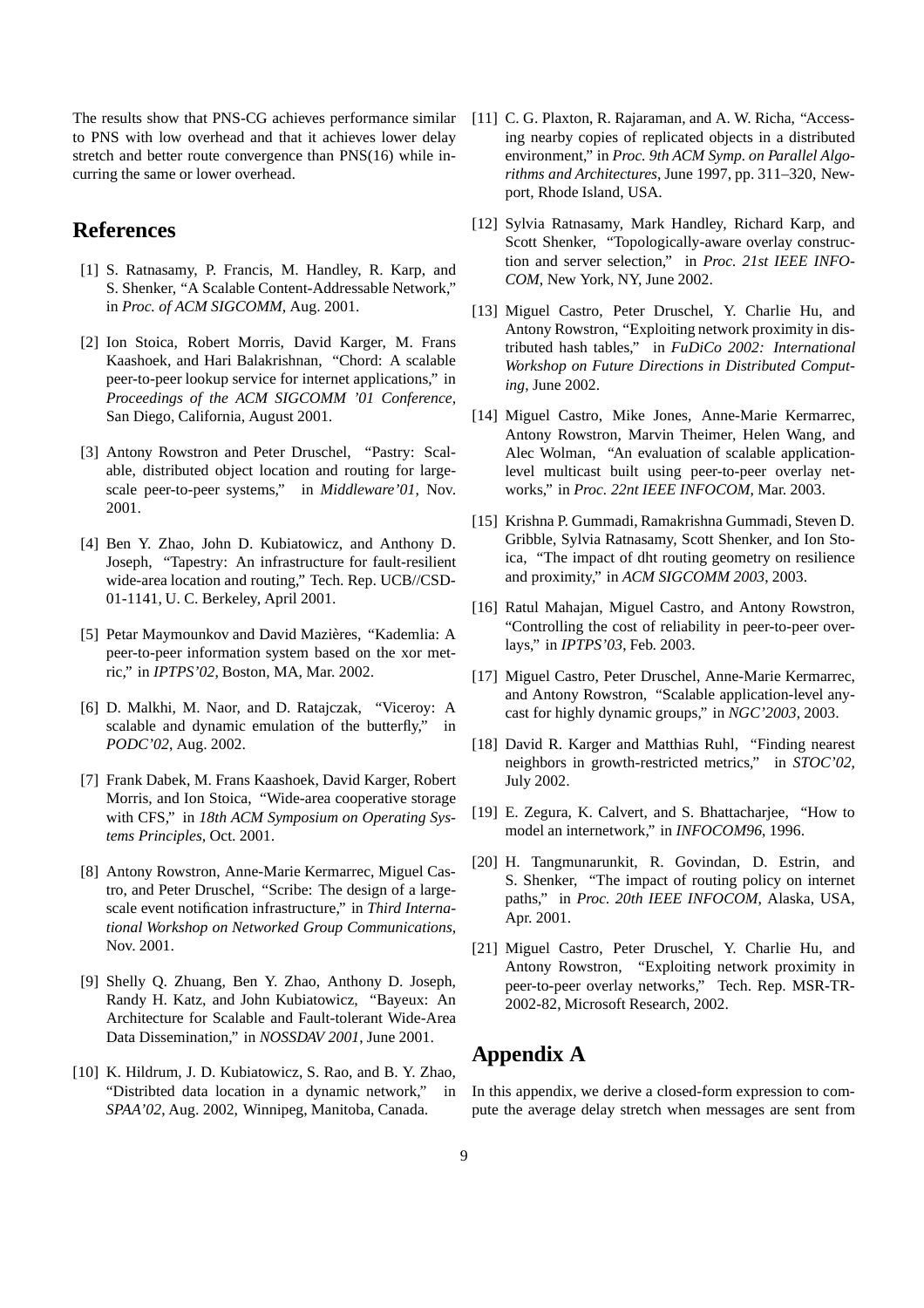The results show that PNS-CG achieves performance similar to PNS with low overhead and that it achieves lower delay stretch and better route convergence than PNS(16) while incurring the same or lower overhead.

## References

[1] S. Ratnasamy, P. Francis, M. Handley, R. Karp, and S. Shenker, "A Scalable Content-Addressable Network," in *Proc. of ACM SIGCOMM*, Aug. 2001.

[2] Ion Stoica, Robert Morris, David Karger, M. Frans Kaashoek, and Hari Balakrishnan, "Chord: A scalable peer-to-peer lookup service for internet applications," in *Proceedings of the ACM SIGCOMM '01 Conference*, San Diego, California, August 2001.

[3] Antony Rowstron and Peter Druschel, "Pastry: Scalable, distributed object location and routing for large-scale peer-to-peer systems," in *Middleware'01*, Nov. 2001.

[4] Ben Y. Zhao, John D. Kubiatowicz, and Anthony D. Joseph, "Tapestry: An infrastructure for fault-resilient wide-area location and routing," Tech. Rep. UCB//CSD-01-1141, U. C. Berkeley, April 2001.

[5] Petar Maymounkov and David Mazières, "Kademlia: A peer-to-peer information system based on the xor metric," in *IPTPS'02*, Boston, MA, Mar. 2002.

[6] D. Malkhi, M. Naor, and D. Ratajczak, "Viceroy: A scalable and dynamic emulation of the butterfly," in *PODC'02*, Aug. 2002.

[7] Frank Dabek, M. Frans Kaashoek, David Karger, Robert Morris, and Ion Stoica, "Wide-area cooperative storage with CFS," in *18th ACM Symposium on Operating Systems Principles*, Oct. 2001.

[8] Antony Rowstron, Anne-Marie Kermarrec, Miguel Castro, and Peter Druschel, "Scribe: The design of a large-scale event notification infrastructure," in *Third International Workshop on Networked Group Communications*, Nov. 2001.

[9] Shelly Q. Zhuang, Ben Y. Zhao, Anthony D. Joseph, Randy H. Katz, and John Kubiatowicz, "Bayeux: An Architecture for Scalable and Fault-tolerant Wide-Area Data Dissemination," in *NOSSDAV 2001*, June 2001.

[10] K. Hildrum, J. D. Kubiatowicz, S. Rao, and B. Y. Zhao, "Distribted data location in a dynamic network," in *SPAA'02*, Aug. 2002, Winnipeg, Manitoba, Canada.

[11] C. G. Plaxton, R. Rajaraman, and A. W. Richa, "Accessing nearby copies of replicated objects in a distributed environment," in *Proc. 9th ACM Symp. on Parallel Algorithms and Architectures*, June 1997, pp. 311–320, Newport, Rhode Island, USA.

[12] Sylvia Ratnasamy, Mark Handley, Richard Karp, and Scott Shenker, "Topologically-aware overlay construction and server selection," in *Proc. 21st IEEE INFOCOM*, New York, NY, June 2002.

[13] Miguel Castro, Peter Druschel, Y. Charlie Hu, and Antony Rowstron, "Exploiting network proximity in distributed hash tables," in *FuDiCo 2002: International Workshop on Future Directions in Distributed Computing*, June 2002.

[14] Miguel Castro, Mike Jones, Anne-Marie Kermarrec, Antony Rowstron, Marvin Theimer, Helen Wang, and Alec Wolman, "An evaluation of scalable application-level multicast built using peer-to-peer overlay networks," in *Proc. 22nt IEEE INFOCOM*, Mar. 2003.

[15] Krishna P. Gummadi, Ramakrishna Gummadi, Steven D. Gribble, Sylvia Ratnasamy, Scott Shenker, and Ion Stoica, "The impact of dht routing geometry on resilience and proximity," in *ACM SIGCOMM 2003*, 2003.

[16] Ratul Mahajan, Miguel Castro, and Antony Rowstron, "Controlling the cost of reliability in peer-to-peer overlays," in *IPTPS'03*, Feb. 2003.

[17] Miguel Castro, Peter Druschel, Anne-Marie Kermarrec, and Antony Rowstron, "Scalable application-level anycast for highly dynamic groups," in *NGC'2003*, 2003.

[18] David R. Karger and Matthias Ruhl, "Finding nearest neighbors in growth-restricted metrics," in *STOC'02*, July 2002.

[19] E. Zegura, K. Calvert, and S. Bhattacharjee, "How to model an internetwork," in *INFOCOM96*, 1996.

[20] H. Tangmunarunkit, R. Govindan, D. Estrin, and S. Shenker, "The impact of routing policy on internet paths," in *Proc. 20th IEEE INFOCOM*, Alaska, USA, Apr. 2001.

[21] Miguel Castro, Peter Druschel, Y. Charlie Hu, and Antony Rowstron, "Exploiting network proximity in peer-to-peer overlay networks," Tech. Rep. MSR-TR-2002-82, Microsoft Research, 2002.

## Appendix A

In this appendix, we derive a closed-form expression to compute the average delay stretch when messages are sent from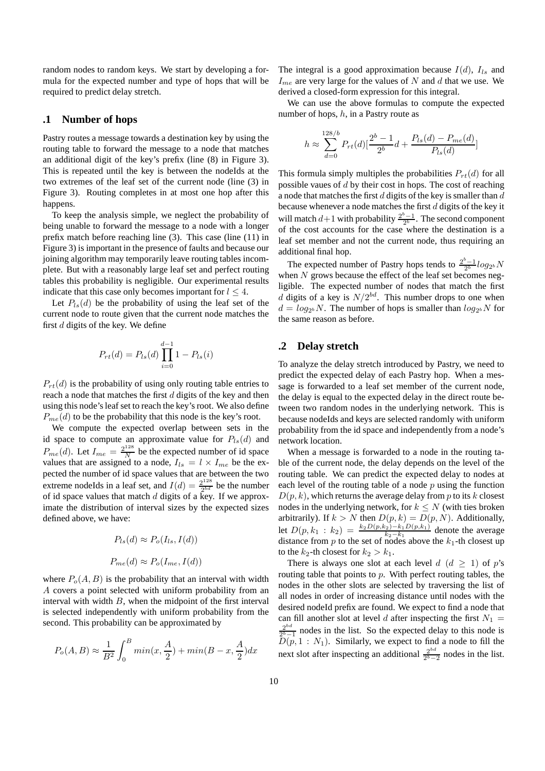random nodes to random keys. We start by developing a formula for the expected number and type of hops that will be required to predict delay stretch.

## .1 Number of hops

Pastry routes a message towards a destination key by using the routing table to forward the message to a node that matches an additional digit of the key's prefix (line (8) in Figure 3). This is repeated until the key is between the nodeIds at the two extremes of the leaf set of the current node (line (3) in Figure 3). Routing completes in at most one hop after this happens.

To keep the analysis simple, we neglect the probability of being unable to forward the message to a node with a longer prefix match before reaching line (3). This case (line (11) in Figure 3) is important in the presence of faults and because our joining algorithm may temporarily leave routing tables incomplete. But with a reasonably large leaf set and perfect routing tables this probability is negligible. Our experimental results indicate that this case only becomes important for $l \leq 4$.

Let $P_{ls}(d)$ be the probability of using the leaf set of the current node to route given that the current node matches the first $d$ digits of the key. We define

$$P_{rt}(d) = P_{ls}(d) \prod_{i=0}^{d-1} 1 - P_{ls}(i)$$

$P_{rt}(d)$ is the probability of using only routing table entries to reach a node that matches the first $d$ digits of the key and then using this node's leaf set to reach the key's root. We also define $P_{me}(d)$ to be the probability that this node is the key's root.

We compute the expected overlap between sets in the id space to compute an approximate value for $P_{ls}(d)$ and $P_{me}(d)$. Let $I_{me} = \frac{2^{128}}{N}$ be the expected number of id space values that are assigned to a node, $I_{ls} = l \times I_{me}$ be the expected the number of id space values that are between the two extreme nodeIds in a leaf set, and $I(d) = \frac{2^{128}}{2^{bd}}$ be the number of id space values that match $d$ digits of a key. If we approximate the distribution of interval sizes by the expected sizes defined above, we have:

$$P_{ls}(d) \approx P_o(I_{ls}, I(d))$$

$$P_{me}(d) \approx P_o(I_{me}, I(d))$$

where $P_o(A, B)$ is the probability that an interval with width $A$ covers a point selected with uniform probability from an interval with width $B$, when the midpoint of the first interval is selected independently with uniform probability from the second. This probability can be approximated by

$$P_o(A, B) \approx \frac{1}{B^2} \int_0^B min(x, \frac{A}{2}) + min(B - x, \frac{A}{2}) dx$$

The integral is a good approximation because $I(d)$, $I_{ls}$ and $I_{me}$ are very large for the values of $N$ and $d$ that we use. We derived a closed-form expression for this integral.

We can use the above formulas to compute the expected number of hops, $h$, in a Pastry route as

$$h \approx \sum_{d=0}^{128/b} P_{rt}(d) [\frac{2^b - 1}{2^b} d + \frac{P_{ls}(d) - P_{me}(d)}{P_{ls}(d)}]$$

This formula simply multiples the probabilities $P_{rt}(d)$ for all possible vaues of $d$ by their cost in hops. The cost of reaching a node that matches the first $d$ digits of the key is smaller than $d$ because whenever a node matches the first $d$ digits of the key it will match $d+1$ with probability $\frac{2^b-1}{2^b}$. The second component of the cost accounts for the case where the destination is a leaf set member and not the current node, thus requiring an additional final hop.

The expected number of Pastry hops tends to $\frac{2^b-1}{2^b} log_{2^b} N$ when $N$ grows because the effect of the leaf set becomes negligible. The expected number of nodes that match the first $d$ digits of a key is $N/2^{bd}$. This number drops to one when $d = log_{2^b} N$. The number of hops is smaller than $log_{2^b} N$ for the same reason as before.

## .2 Delay stretch

To analyze the delay stretch introduced by Pastry, we need to predict the expected delay of each Pastry hop. When a message is forwarded to a leaf set member of the current node, the delay is equal to the expected delay in the direct route between two random nodes in the underlying network. This is because nodeIds and keys are selected randomly with uniform probability from the id space and independently from a node's network location.

When a message is forwarded to a node in the routing table of the current node, the delay depends on the level of the routing table. We can predict the expected delay to nodes at each level of the routing table of a node $p$ using the function $D(p, k)$, which returns the average delay from $p$ to its $k$ closest nodes in the underlying network, for $k \leq N$ (with ties broken arbitrarily). If $k > N$ then $D(p, k) = D(p, N)$. Additionally, let $D(p, k_1 : k_2) = \frac{k_2 D(p,k_2) - k_1 D(p,k_1)}{k_2 - k_1}$ denote the average distance from $p$ to the set of nodes above the $k_1$-th closest up to the $k_2$-th closest for $k_2 > k_1$.

There is always one slot at each level $d$ ($d \geq 1$) of $p$'s routing table that points to $p$. With perfect routing tables, the nodes in the other slots are selected by traversing the list of all nodes in order of increasing distance until nodes with the desired nodeId prefix are found. We expect to find a node that can fill another slot at level $d$ after inspecting the first $N_1 = \frac{2^{bd}}{2^b - 1}$ nodes in the list. So the expected delay to this node is $D(p, 1 : N_1)$. Similarly, we expect to find a node to fill the next slot after inspecting an additional $\frac{2^{bd}}{2^b - 2}$ nodes in the list.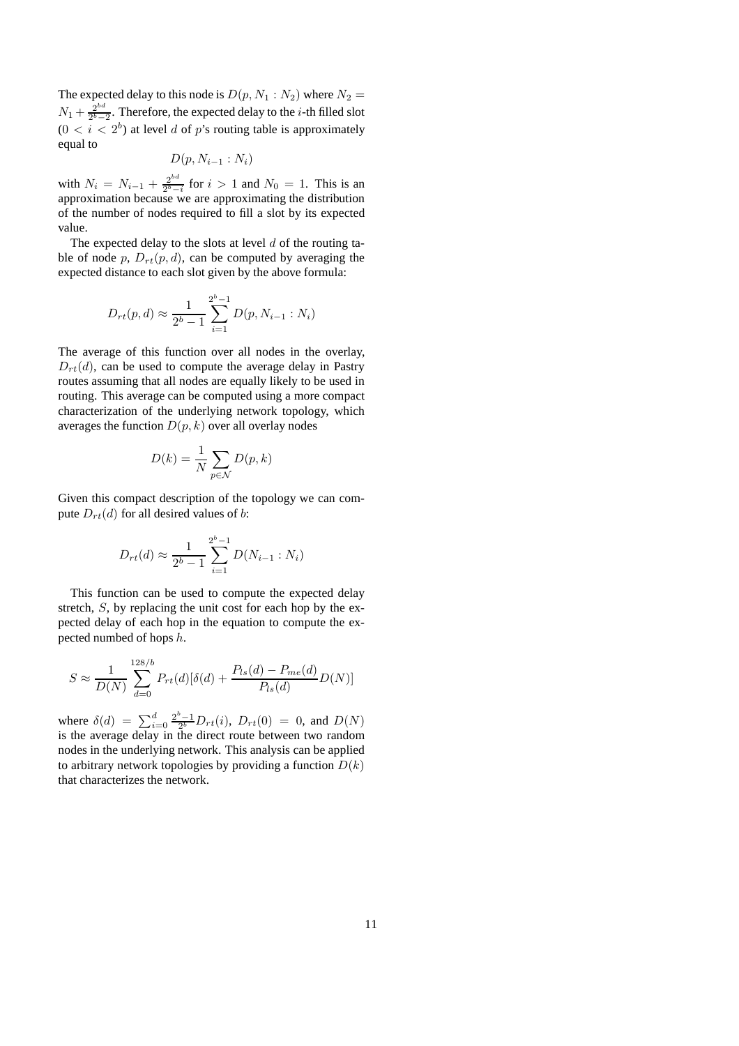The expected delay to this node is $D(p, N_1 : N_2)$ where $N_2 = N_1 + \frac{2^{bd}}{2^b - 2}$. Therefore, the expected delay to the $i$-th filled slot ($0 < i < 2^b$) at level $d$ of $p$'s routing table is approximately equal to

$$D(p, N_{i-1} : N_i)$$

with $N_i = N_{i-1} + \frac{2^{bd}}{2^b - i}$ for $i > 1$ and $N_0 = 1$. This is an approximation because we are approximating the distribution of the number of nodes required to fill a slot by its expected value.

The expected delay to the slots at level $d$ of the routing table of node $p$, $D_{rt}(p, d)$, can be computed by averaging the expected distance to each slot given by the above formula:

$$D_{rt}(p, d) \approx \frac{1}{2^b - 1} \sum_{i=1}^{2^b - 1} D(p, N_{i-1} : N_i)$$

The average of this function over all nodes in the overlay, $D_{rt}(d)$, can be used to compute the average delay in Pastry routes assuming that all nodes are equally likely to be used in routing. This average can be computed using a more compact characterization of the underlying network topology, which averages the function $D(p, k)$ over all overlay nodes

$$D(k) = \frac{1}{N} \sum_{p \in \mathcal{N}} D(p, k)$$

Given this compact description of the topology we can compute $D_{rt}(d)$ for all desired values of $b$:

$$D_{rt}(d) \approx \frac{1}{2^b - 1} \sum_{i=1}^{2^b - 1} D(N_{i-1} : N_i)$$

This function can be used to compute the expected delay stretch, $S$, by replacing the unit cost for each hop by the expected delay of each hop in the equation to compute the expected numbed of hops $h$.

$$S \approx \frac{1}{D(N)} \sum_{d=0}^{128/b} P_{rt}(d)[\delta(d) + \frac{P_{ls}(d) - P_{me}(d)}{P_{ls}(d)} D(N)]$$

where $\delta(d) = \sum_{i=0}^{d} \frac{2^b - 1}{2^b} D_{rt}(i)$, $D_{rt}(0) = 0$, and $D(N)$ is the average delay in the direct route between two random nodes in the underlying network. This analysis can be applied to arbitrary network topologies by providing a function $D(k)$ that characterizes the network.